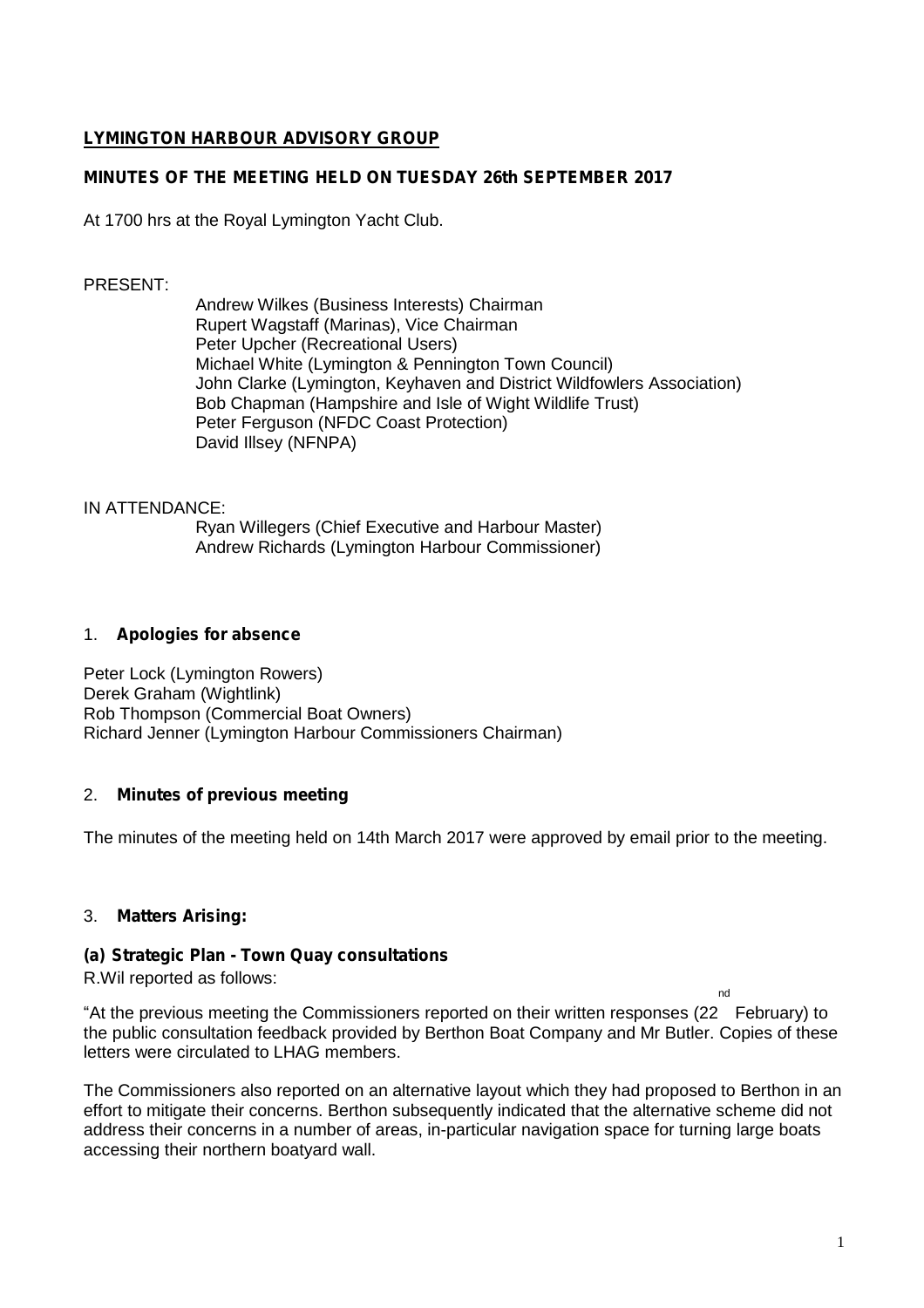**LYMINGTON HARBOUR ADVISORY GROUP**

**MINUTES OF THE MEETING HELD ON TUESDAY 26th SEPTEMBER 2017**

At 1700 hrs at the Royal Lymington Yacht Club.

PRESENT:

Andrew Wilkes (Business Interests) Chairman
Rupert Wagstaff (Marinas), Vice Chairman
Peter Upcher (Recreational Users)
Michael White (Lymington & Pennington Town Council)
John Clarke (Lymington, Keyhaven and District Wildfowlers Association)
Bob Chapman (Hampshire and Isle of Wight Wildlife Trust)
Peter Ferguson (NFDC Coast Protection)
David Illsey (NFNPA)

IN ATTENDANCE:

Ryan Willegers (Chief Executive and Harbour Master)
Andrew Richards (Lymington Harbour Commissioner)

1. **Apologies for absence**

Peter Lock (Lymington Rowers)
Derek Graham (Wightlink)
Rob Thompson (Commercial Boat Owners)
Richard Jenner (Lymington Harbour Commissioners Chairman)

2. **Minutes of previous meeting**

The minutes of the meeting held on 14th March 2017 were approved by email prior to the meeting.

3. **Matters Arising:**

**(a) Strategic Plan - Town Quay consultations**

R.Wil reported as follows:

"At the previous meeting the Commissioners reported on their written responses (22nd February) to the public consultation feedback provided by Berthon Boat Company and Mr Butler. Copies of these letters were circulated to LHAG members.

The Commissioners also reported on an alternative layout which they had proposed to Berthon in an effort to mitigate their concerns. Berthon subsequently indicated that the alternative scheme did not address their concerns in a number of areas, in-particular navigation space for turning large boats accessing their northern boatyard wall.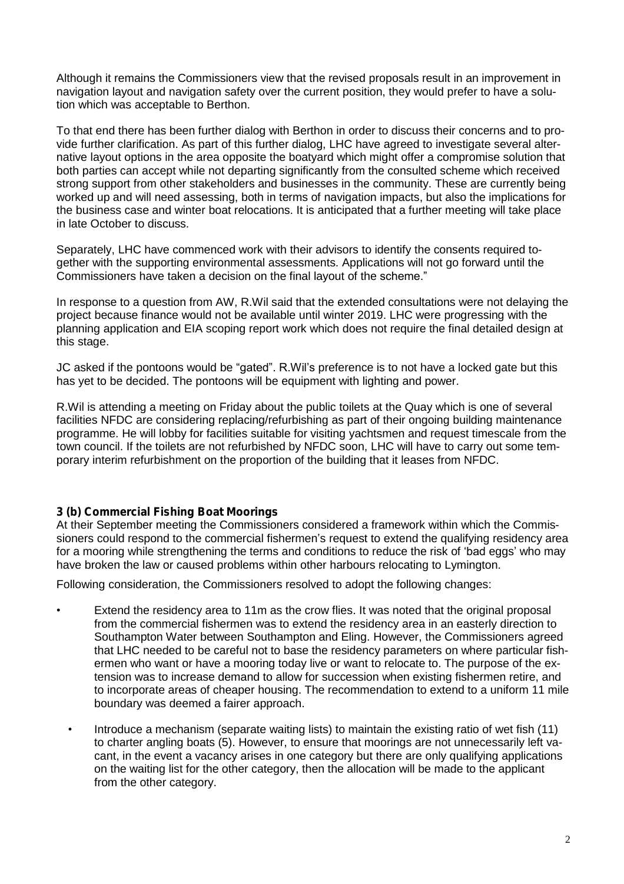Although it remains the Commissioners view that the revised proposals result in an improvement in navigation layout and navigation safety over the current position, they would prefer to have a solution which was acceptable to Berthon.

To that end there has been further dialog with Berthon in order to discuss their concerns and to provide further clarification. As part of this further dialog, LHC have agreed to investigate several alternative layout options in the area opposite the boatyard which might offer a compromise solution that both parties can accept while not departing significantly from the consulted scheme which received strong support from other stakeholders and businesses in the community. These are currently being worked up and will need assessing, both in terms of navigation impacts, but also the implications for the business case and winter boat relocations. It is anticipated that a further meeting will take place in late October to discuss.

Separately, LHC have commenced work with their advisors to identify the consents required together with the supporting environmental assessments. Applications will not go forward until the Commissioners have taken a decision on the final layout of the scheme."

In response to a question from AW, R.Wil said that the extended consultations were not delaying the project because finance would not be available until winter 2019. LHC were progressing with the planning application and EIA scoping report work which does not require the final detailed design at this stage.

JC asked if the pontoons would be "gated". R.Wil's preference is to not have a locked gate but this has yet to be decided. The pontoons will be equipment with lighting and power.

R.Wil is attending a meeting on Friday about the public toilets at the Quay which is one of several facilities NFDC are considering replacing/refurbishing as part of their ongoing building maintenance programme. He will lobby for facilities suitable for visiting yachtsmen and request timescale from the town council. If the toilets are not refurbished by NFDC soon, LHC will have to carry out some temporary interim refurbishment on the proportion of the building that it leases from NFDC.

**3 (b) Commercial Fishing Boat Moorings**

At their September meeting the Commissioners considered a framework within which the Commissioners could respond to the commercial fishermen's request to extend the qualifying residency area for a mooring while strengthening the terms and conditions to reduce the risk of 'bad eggs' who may have broken the law or caused problems within other harbours relocating to Lymington.

Following consideration, the Commissioners resolved to adopt the following changes:

- Extend the residency area to 11m as the crow flies. It was noted that the original proposal from the commercial fishermen was to extend the residency area in an easterly direction to Southampton Water between Southampton and Eling. However, the Commissioners agreed that LHC needed to be careful not to base the residency parameters on where particular fishermen who want or have a mooring today live or want to relocate to. The purpose of the extension was to increase demand to allow for succession when existing fishermen retire, and to incorporate areas of cheaper housing. The recommendation to extend to a uniform 11 mile boundary was deemed a fairer approach.
- Introduce a mechanism (separate waiting lists) to maintain the existing ratio of wet fish (11) to charter angling boats (5). However, to ensure that moorings are not unnecessarily left vacant, in the event a vacancy arises in one category but there are only qualifying applications on the waiting list for the other category, then the allocation will be made to the applicant from the other category.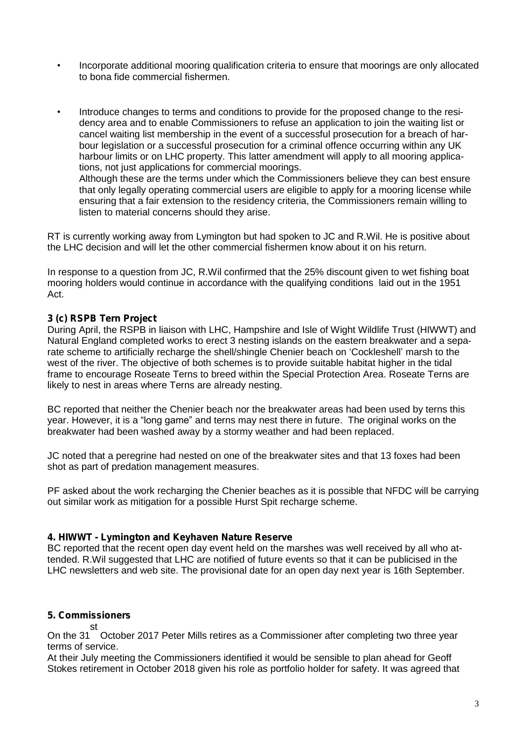- Incorporate additional mooring qualification criteria to ensure that moorings are only allocated to bona fide commercial fishermen.

- Introduce changes to terms and conditions to provide for the proposed change to the residency area and to enable Commissioners to refuse an application to join the waiting list or cancel waiting list membership in the event of a successful prosecution for a breach of harbour legislation or a successful prosecution for a criminal offence occurring within any UK harbour limits or on LHC property. This latter amendment will apply to all mooring applications, not just applications for commercial moorings.
  Although these are the terms under which the Commissioners believe they can best ensure that only legally operating commercial users are eligible to apply for a mooring license while ensuring that a fair extension to the residency criteria, the Commissioners remain willing to listen to material concerns should they arise.

RT is currently working away from Lymington but had spoken to JC and R.Wil. He is positive about the LHC decision and will let the other commercial fishermen know about it on his return.

In response to a question from JC, R.Wil confirmed that the 25% discount given to wet fishing boat mooring holders would continue in accordance with the qualifying conditions laid out in the 1951 Act.

**3 (c) RSPB Tern Project**

During April, the RSPB in liaison with LHC, Hampshire and Isle of Wight Wildlife Trust (HIWWT) and Natural England completed works to erect 3 nesting islands on the eastern breakwater and a separate scheme to artificially recharge the shell/shingle Chenier beach on 'Cockleshell' marsh to the west of the river. The objective of both schemes is to provide suitable habitat higher in the tidal frame to encourage Roseate Terns to breed within the Special Protection Area. Roseate Terns are likely to nest in areas where Terns are already nesting.

BC reported that neither the Chenier beach nor the breakwater areas had been used by terns this year. However, it is a "long game" and terns may nest there in future. The original works on the breakwater had been washed away by a stormy weather and had been replaced.

JC noted that a peregrine had nested on one of the breakwater sites and that 13 foxes had been shot as part of predation management measures.

PF asked about the work recharging the Chenier beaches as it is possible that NFDC will be carrying out similar work as mitigation for a possible Hurst Spit recharge scheme.

**4. HIWWT - Lymington and Keyhaven Nature Reserve**

BC reported that the recent open day event held on the marshes was well received by all who attended. R.Wil suggested that LHC are notified of future events so that it can be publicised in the LHC newsletters and web site. The provisional date for an open day next year is 16th September.

**5. Commissioners**

On the 31st October 2017 Peter Mills retires as a Commissioner after completing two three year terms of service.

At their July meeting the Commissioners identified it would be sensible to plan ahead for Geoff Stokes retirement in October 2018 given his role as portfolio holder for safety. It was agreed that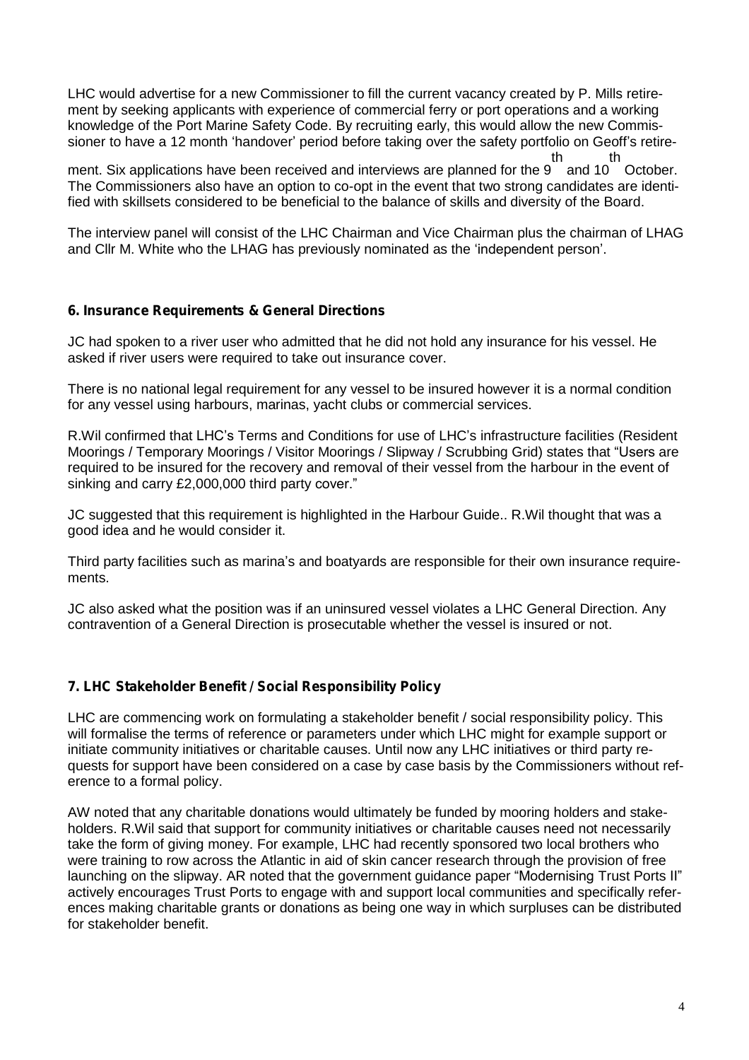LHC would advertise for a new Commissioner to fill the current vacancy created by P. Mills retirement by seeking applicants with experience of commercial ferry or port operations and a working knowledge of the Port Marine Safety Code. By recruiting early, this would allow the new Commissioner to have a 12 month 'handover' period before taking over the safety portfolio on Geoff's retirement. Six applications have been received and interviews are planned for the 9th and 10th October. The Commissioners also have an option to co-opt in the event that two strong candidates are identified with skillsets considered to be beneficial to the balance of skills and diversity of the Board.

The interview panel will consist of the LHC Chairman and Vice Chairman plus the chairman of LHAG and Cllr M. White who the LHAG has previously nominated as the 'independent person'.

## 6. Insurance Requirements & General Directions

JC had spoken to a river user who admitted that he did not hold any insurance for his vessel. He asked if river users were required to take out insurance cover.

There is no national legal requirement for any vessel to be insured however it is a normal condition for any vessel using harbours, marinas, yacht clubs or commercial services.

R.Wil confirmed that LHC's Terms and Conditions for use of LHC's infrastructure facilities (Resident Moorings / Temporary Moorings / Visitor Moorings / Slipway / Scrubbing Grid) states that "Users are required to be insured for the recovery and removal of their vessel from the harbour in the event of sinking and carry £2,000,000 third party cover."

JC suggested that this requirement is highlighted in the Harbour Guide.. R.Wil thought that was a good idea and he would consider it.

Third party facilities such as marina's and boatyards are responsible for their own insurance requirements.

JC also asked what the position was if an uninsured vessel violates a LHC General Direction. Any contravention of a General Direction is prosecutable whether the vessel is insured or not.

## 7. LHC Stakeholder Benefit / Social Responsibility Policy

LHC are commencing work on formulating a stakeholder benefit / social responsibility policy. This will formalise the terms of reference or parameters under which LHC might for example support or initiate community initiatives or charitable causes. Until now any LHC initiatives or third party requests for support have been considered on a case by case basis by the Commissioners without reference to a formal policy.

AW noted that any charitable donations would ultimately be funded by mooring holders and stakeholders. R.Wil said that support for community initiatives or charitable causes need not necessarily take the form of giving money. For example, LHC had recently sponsored two local brothers who were training to row across the Atlantic in aid of skin cancer research through the provision of free launching on the slipway. AR noted that the government guidance paper "Modernising Trust Ports II" actively encourages Trust Ports to engage with and support local communities and specifically references making charitable grants or donations as being one way in which surpluses can be distributed for stakeholder benefit.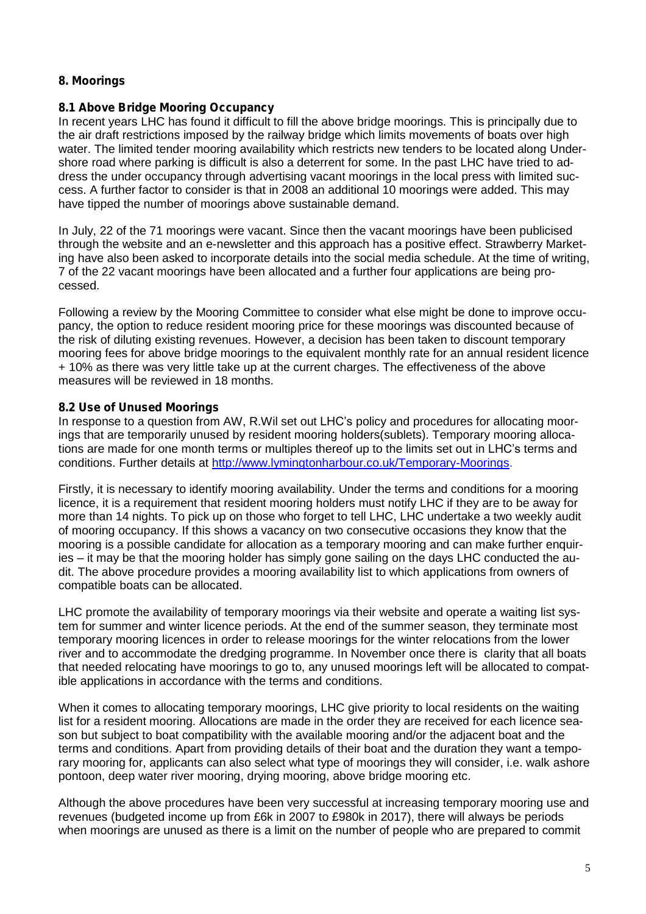## 8. Moorings

### 8.1 Above Bridge Mooring Occupancy

In recent years LHC has found it difficult to fill the above bridge moorings. This is principally due to the air draft restrictions imposed by the railway bridge which limits movements of boats over high water. The limited tender mooring availability which restricts new tenders to be located along Undershore road where parking is difficult is also a deterrent for some. In the past LHC have tried to address the under occupancy through advertising vacant moorings in the local press with limited success. A further factor to consider is that in 2008 an additional 10 moorings were added. This may have tipped the number of moorings above sustainable demand.

In July, 22 of the 71 moorings were vacant. Since then the vacant moorings have been publicised through the website and an e-newsletter and this approach has a positive effect. Strawberry Marketing have also been asked to incorporate details into the social media schedule. At the time of writing, 7 of the 22 vacant moorings have been allocated and a further four applications are being processed.

Following a review by the Mooring Committee to consider what else might be done to improve occupancy, the option to reduce resident mooring price for these moorings was discounted because of the risk of diluting existing revenues. However, a decision has been taken to discount temporary mooring fees for above bridge moorings to the equivalent monthly rate for an annual resident licence + 10% as there was very little take up at the current charges. The effectiveness of the above measures will be reviewed in 18 months.

### 8.2 Use of Unused Moorings

In response to a question from AW, R.Wil set out LHC's policy and procedures for allocating moorings that are temporarily unused by resident mooring holders(sublets). Temporary mooring allocations are made for one month terms or multiples thereof up to the limits set out in LHC's terms and conditions. Further details at [http://www.lymingtonharbour.co.uk/Temporary-Moorings](http://www.lymingtonharbour.co.uk/Temporary-Moorings).

Firstly, it is necessary to identify mooring availability. Under the terms and conditions for a mooring licence, it is a requirement that resident mooring holders must notify LHC if they are to be away for more than 14 nights. To pick up on those who forget to tell LHC, LHC undertake a two weekly audit of mooring occupancy. If this shows a vacancy on two consecutive occasions they know that the mooring is a possible candidate for allocation as a temporary mooring and can make further enquiries – it may be that the mooring holder has simply gone sailing on the days LHC conducted the audit. The above procedure provides a mooring availability list to which applications from owners of compatible boats can be allocated.

LHC promote the availability of temporary moorings via their website and operate a waiting list system for summer and winter licence periods. At the end of the summer season, they terminate most temporary mooring licences in order to release moorings for the winter relocations from the lower river and to accommodate the dredging programme. In November once there is clarity that all boats that needed relocating have moorings to go to, any unused moorings left will be allocated to compatible applications in accordance with the terms and conditions.

When it comes to allocating temporary moorings, LHC give priority to local residents on the waiting list for a resident mooring. Allocations are made in the order they are received for each licence season but subject to boat compatibility with the available mooring and/or the adjacent boat and the terms and conditions. Apart from providing details of their boat and the duration they want a temporary mooring for, applicants can also select what type of moorings they will consider, i.e. walk ashore pontoon, deep water river mooring, drying mooring, above bridge mooring etc.

Although the above procedures have been very successful at increasing temporary mooring use and revenues (budgeted income up from £6k in 2007 to £980k in 2017), there will always be periods when moorings are unused as there is a limit on the number of people who are prepared to commit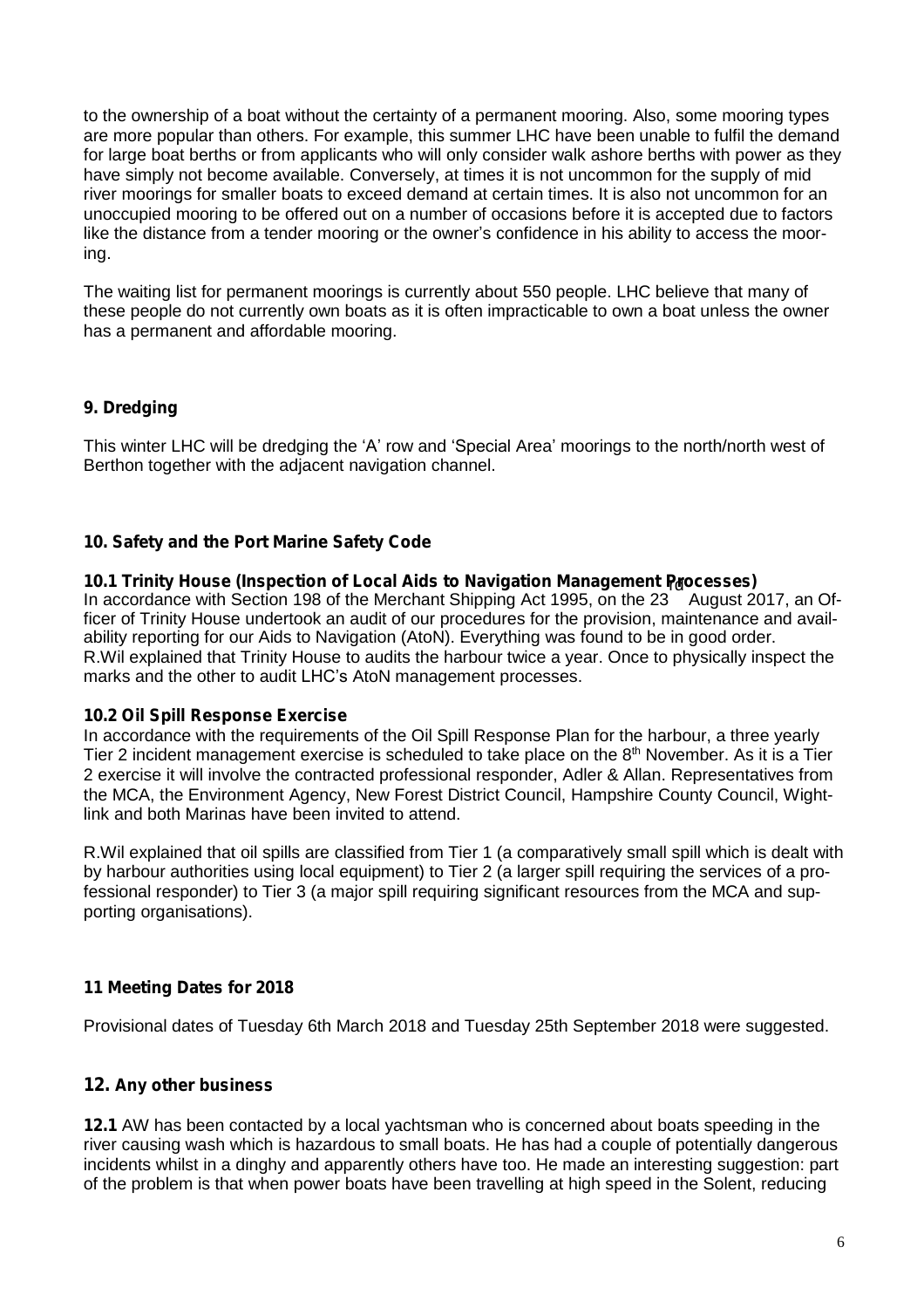to the ownership of a boat without the certainty of a permanent mooring. Also, some mooring types are more popular than others. For example, this summer LHC have been unable to fulfil the demand for large boat berths or from applicants who will only consider walk ashore berths with power as they have simply not become available. Conversely, at times it is not uncommon for the supply of mid river moorings for smaller boats to exceed demand at certain times. It is also not uncommon for an unoccupied mooring to be offered out on a number of occasions before it is accepted due to factors like the distance from a tender mooring or the owner's confidence in his ability to access the mooring.

The waiting list for permanent moorings is currently about 550 people. LHC believe that many of these people do not currently own boats as it is often impracticable to own a boat unless the owner has a permanent and affordable mooring.

## 9. Dredging

This winter LHC will be dredging the 'A' row and 'Special Area' moorings to the north/north west of Berthon together with the adjacent navigation channel.

## 10. Safety and the Port Marine Safety Code

### 10.1 Trinity House (Inspection of Local Aids to Navigation Management Processes)

In accordance with Section 198 of the Merchant Shipping Act 1995, on the 23rd August 2017, an Officer of Trinity House undertook an audit of our procedures for the provision, maintenance and availability reporting for our Aids to Navigation (AtoN). Everything was found to be in good order. R.Wil explained that Trinity House to audits the harbour twice a year. Once to physically inspect the marks and the other to audit LHC's AtoN management processes.

### 10.2 Oil Spill Response Exercise

In accordance with the requirements of the Oil Spill Response Plan for the harbour, a three yearly Tier 2 incident management exercise is scheduled to take place on the 8th November. As it is a Tier 2 exercise it will involve the contracted professional responder, Adler & Allan. Representatives from the MCA, the Environment Agency, New Forest District Council, Hampshire County Council, Wightlink and both Marinas have been invited to attend.

R.Wil explained that oil spills are classified from Tier 1 (a comparatively small spill which is dealt with by harbour authorities using local equipment) to Tier 2 (a larger spill requiring the services of a professional responder) to Tier 3 (a major spill requiring significant resources from the MCA and supporting organisations).

## 11 Meeting Dates for 2018

Provisional dates of Tuesday 6th March 2018 and Tuesday 25th September 2018 were suggested.

## 12. Any other business

**12.1** AW has been contacted by a local yachtsman who is concerned about boats speeding in the river causing wash which is hazardous to small boats. He has had a couple of potentially dangerous incidents whilst in a dinghy and apparently others have too. He made an interesting suggestion: part of the problem is that when power boats have been travelling at high speed in the Solent, reducing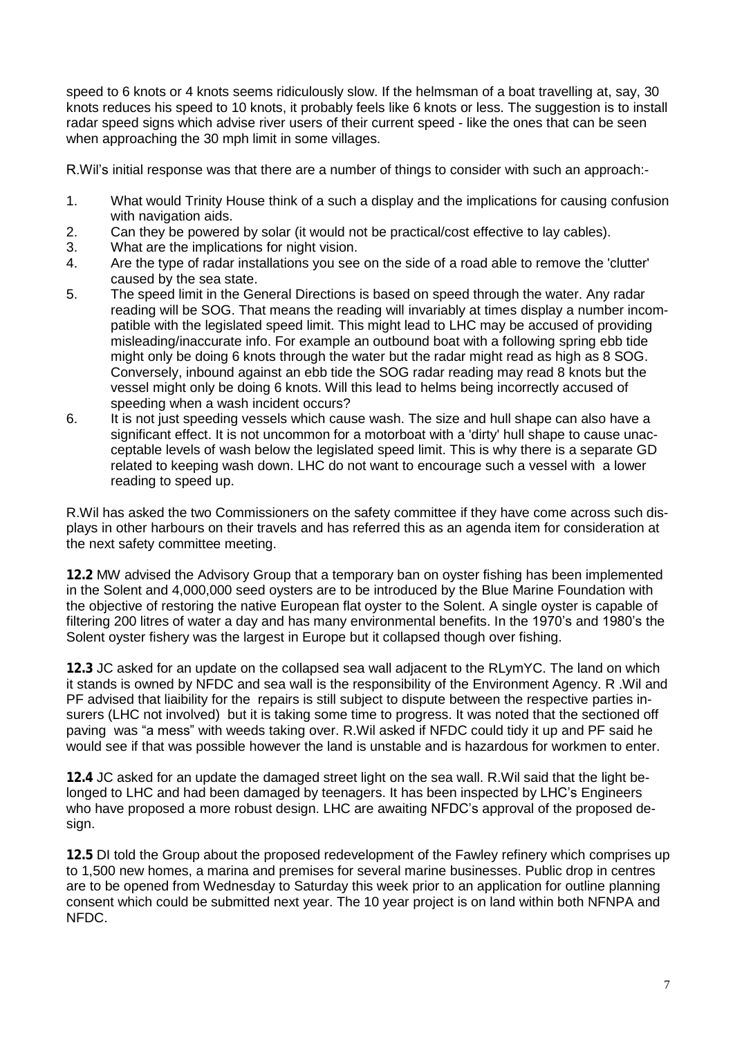speed to 6 knots or 4 knots seems ridiculously slow. If the helmsman of a boat travelling at, say, 30 knots reduces his speed to 10 knots, it probably feels like 6 knots or less. The suggestion is to install radar speed signs which advise river users of their current speed - like the ones that can be seen when approaching the 30 mph limit in some villages.

R.Wil's initial response was that there are a number of things to consider with such an approach:-

1. What would Trinity House think of a such a display and the implications for causing confusion with navigation aids.
2. Can they be powered by solar (it would not be practical/cost effective to lay cables).
3. What are the implications for night vision.
4. Are the type of radar installations you see on the side of a road able to remove the 'clutter' caused by the sea state.
5. The speed limit in the General Directions is based on speed through the water. Any radar reading will be SOG. That means the reading will invariably at times display a number incompatible with the legislated speed limit. This might lead to LHC may be accused of providing misleading/inaccurate info. For example an outbound boat with a following spring ebb tide might only be doing 6 knots through the water but the radar might read as high as 8 SOG. Conversely, inbound against an ebb tide the SOG radar reading may read 8 knots but the vessel might only be doing 6 knots. Will this lead to helms being incorrectly accused of speeding when a wash incident occurs?
6. It is not just speeding vessels which cause wash. The size and hull shape can also have a significant effect. It is not uncommon for a motorboat with a 'dirty' hull shape to cause unacceptable levels of wash below the legislated speed limit. This is why there is a separate GD related to keeping wash down. LHC do not want to encourage such a vessel with a lower reading to speed up.

R.Wil has asked the two Commissioners on the safety committee if they have come across such displays in other harbours on their travels and has referred this as an agenda item for consideration at the next safety committee meeting.

**12.2** MW advised the Advisory Group that a temporary ban on oyster fishing has been implemented in the Solent and 4,000,000 seed oysters are to be introduced by the Blue Marine Foundation with the objective of restoring the native European flat oyster to the Solent. A single oyster is capable of filtering 200 litres of water a day and has many environmental benefits. In the 1970's and 1980's the Solent oyster fishery was the largest in Europe but it collapsed though over fishing.

**12.3** JC asked for an update on the collapsed sea wall adjacent to the RLymYC. The land on which it stands is owned by NFDC and sea wall is the responsibility of the Environment Agency. R .Wil and PF advised that liaibility for the repairs is still subject to dispute between the respective parties insurers (LHC not involved) but it is taking some time to progress. It was noted that the sectioned off paving was "a mess" with weeds taking over. R.Wil asked if NFDC could tidy it up and PF said he would see if that was possible however the land is unstable and is hazardous for workmen to enter.

**12.4** JC asked for an update the damaged street light on the sea wall. R.Wil said that the light belonged to LHC and had been damaged by teenagers. It has been inspected by LHC's Engineers who have proposed a more robust design. LHC are awaiting NFDC's approval of the proposed design.

**12.5** DI told the Group about the proposed redevelopment of the Fawley refinery which comprises up to 1,500 new homes, a marina and premises for several marine businesses. Public drop in centres are to be opened from Wednesday to Saturday this week prior to an application for outline planning consent which could be submitted next year. The 10 year project is on land within both NFNPA and NFDC.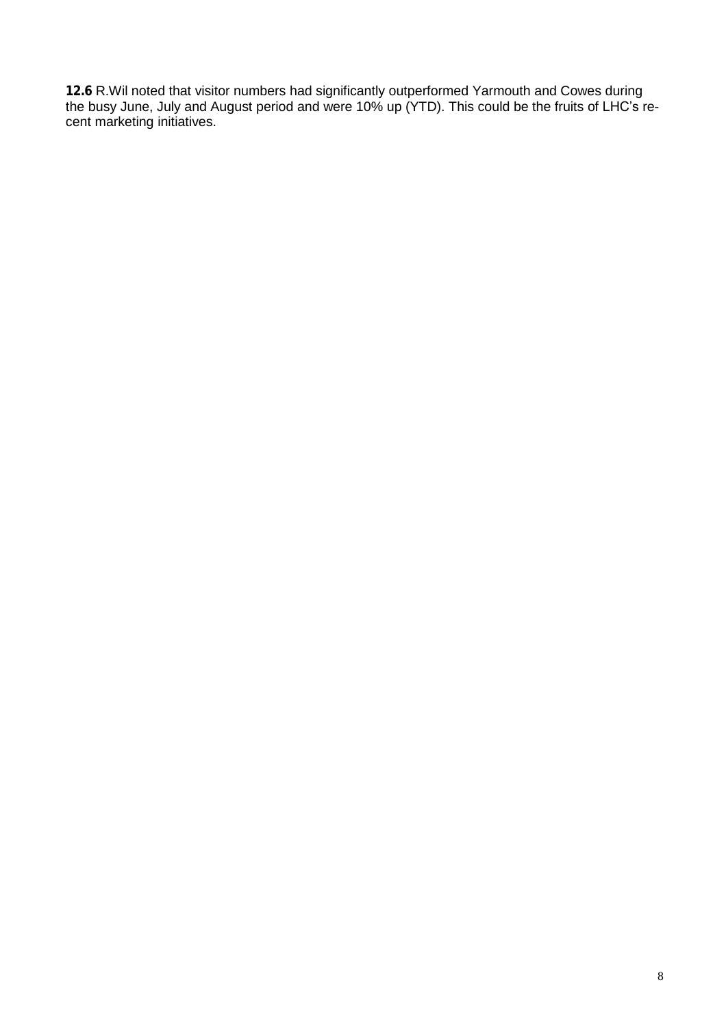**12.6** R.Wil noted that visitor numbers had significantly outperformed Yarmouth and Cowes during the busy June, July and August period and were 10% up (YTD). This could be the fruits of LHC's recent marketing initiatives.